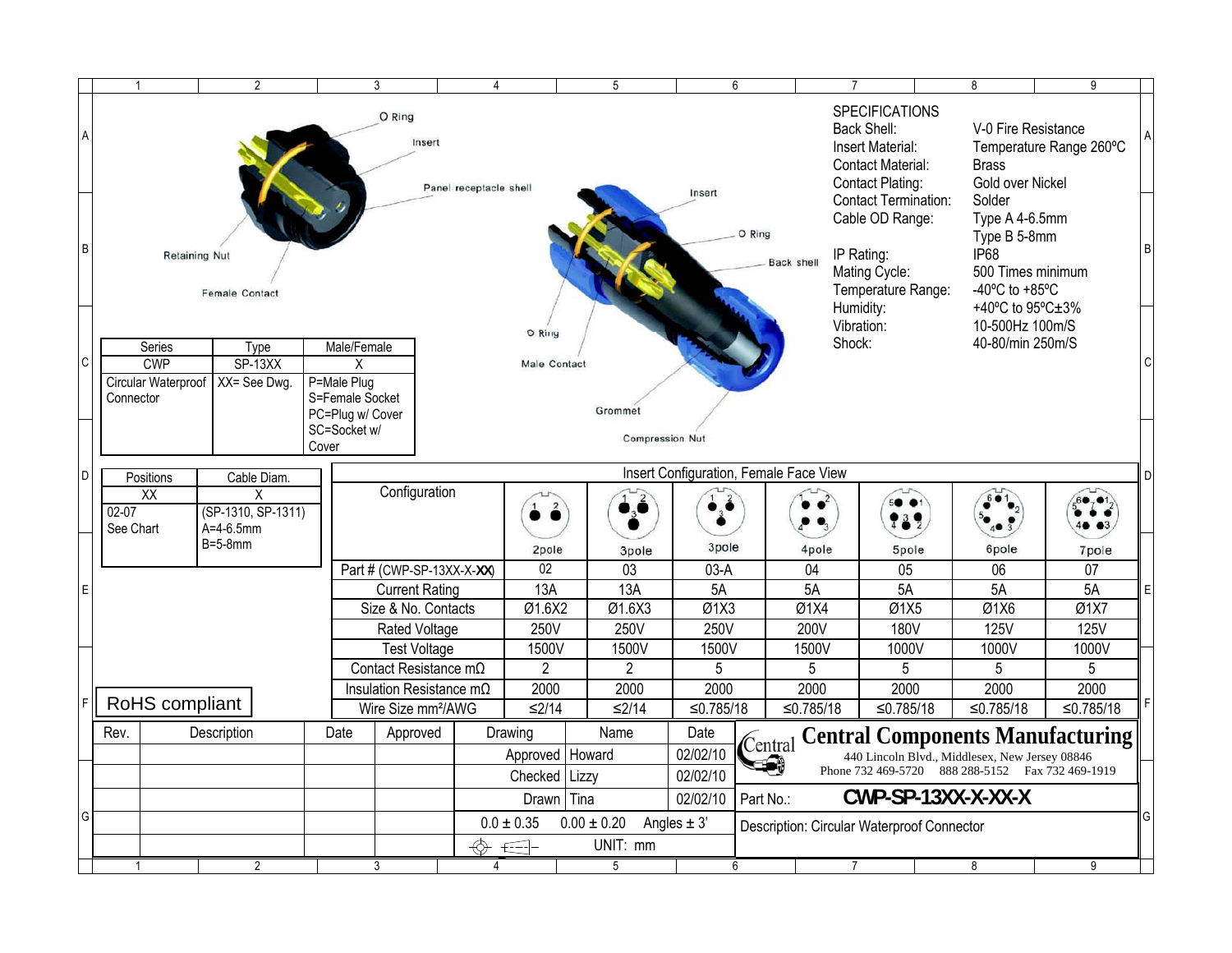O Ring
Insert
Panel receptacle shell
Retaining Nut
Female Contact

Insert
O Ring
Back shell
O Ring
Male Contact
Grommet
Compression Nut

## SPECIFICATIONS

| | |
|---|---|
| Back Shell: | V-0 Fire Resistance |
| Insert Material: | Temperature Range 260ºC |
| Contact Material: | Brass |
| Contact Plating: | Gold over Nickel |
| Contact Termination: | Solder |
| Cable OD Range: | Type A 4-6.5mm<br>Type B 5-8mm |
| IP Rating: | IP68 |
| Mating Cycle: | 500 Times minimum |
| Temperature Range: | -40ºC to +85ºC |
| Humidity: | +40ºC to 95ºC±3% |
| Vibration: | 10-500Hz 100m/S |
| Shock: | 40-80/min 250m/S |

| Series | Type | Male/Female |
|---|---|---|
| CWP | SP-13XX | X |
| Circular Waterproof Connector | XX= See Dwg. | P=Male Plug<br>S=Female Socket<br>PC=Plug w/ Cover<br>SC=Socket w/ Cover |

| Positions | Cable Diam. |
|---|---|
| XX | X |
| 02-07<br>See Chart | (SP-1310, SP-1311)<br>A=4-6.5mm<br>B=5-8mm |

**Insert Configuration, Female Face View**

| Configuration | 2pole | 3pole | 3pole | 4pole | 5pole | 6pole | 7pole |
|---|---|---|---|---|---|---|---|
| Part # (CWP-SP-13XX-X-**XX**) | 02 | 03 | 03-A | 04 | 05 | 06 | 07 |
| Current Rating | 13A | 13A | 5A | 5A | 5A | 5A | 5A |
| Size & No. Contacts | Ø1.6X2 | Ø1.6X3 | Ø1X3 | Ø1X4 | Ø1X5 | Ø1X6 | Ø1X7 |
| Rated Voltage | 250V | 250V | 250V | 200V | 180V | 125V | 125V |
| Test Voltage | 1500V | 1500V | 1500V | 1500V | 1000V | 1000V | 1000V |
| Contact Resistance mΩ | 2 | 2 | 5 | 5 | 5 | 5 | 5 |
| Insulation Resistance mΩ | 2000 | 2000 | 2000 | 2000 | 2000 | 2000 | 2000 |
| Wire Size mm²/AWG | ≤2/14 | ≤2/14 | ≤0.785/18 | ≤0.785/18 | ≤0.785/18 | ≤0.785/18 | ≤0.785/18 |

RoHS compliant

| Rev. | Description | Date | Approved |
|---|---|---|---|
| | | | |

| Drawing | Name | Date |
|---|---|---|
| Approved | Howard | 02/02/10 |
| Checked | Lizzy | 02/02/10 |
| Drawn | Tina | 02/02/10 |

0.0 ± 0.35 0.00 ± 0.20 Angles ± 3'

UNIT: mm

**Central Components Manufacturing**
440 Lincoln Blvd., Middlesex, New Jersey 08846
Phone 732 469-5720 888 288-5152 Fax 732 469-1919

Part No.: **CWP-SP-13XX-X-XX-X**

Description: Circular Waterproof Connector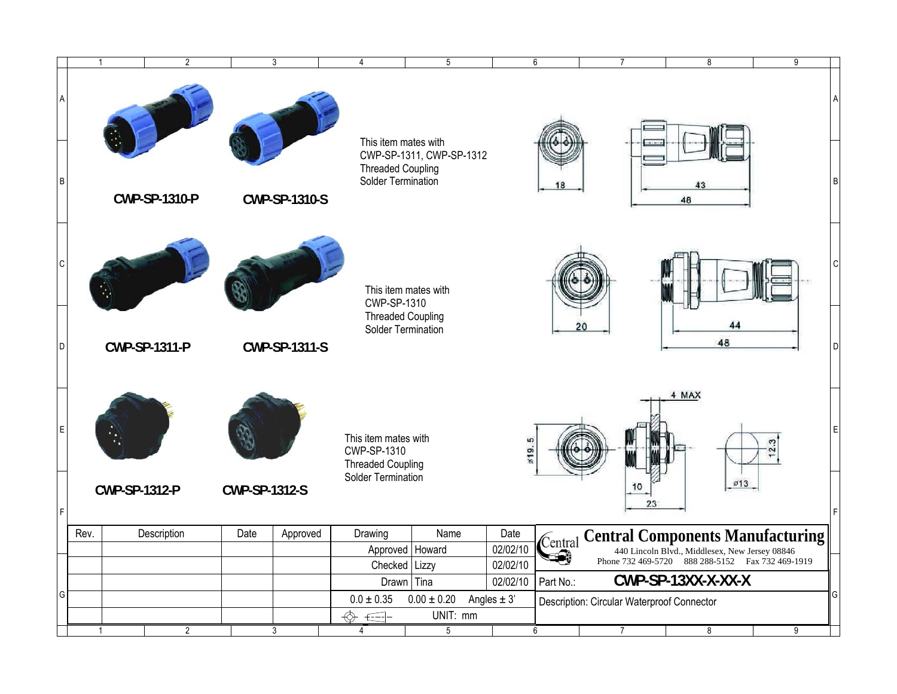CWP-SP-1310-P CWP-SP-1310-S

This item mates with
CWP-SP-1311, CWP-SP-1312
Threaded Coupling
Solder Termination

18
43
48

CWP-SP-1311-P CWP-SP-1311-S

This item mates with
CWP-SP-1310
Threaded Coupling
Solder Termination

20
44
48

CWP-SP-1312-P CWP-SP-1312-S

This item mates with
CWP-SP-1310
Threaded Coupling
Solder Termination

4 MAX
ø19.5
10
23
12.3
ø13

| Rev. | Description | Date | Approved | Drawing | Name | Date |
|---|---|---|---|---|---|---|
| | | | | Approved | Howard | 02/02/10 |
| | | | | Checked | Lizzy | 02/02/10 |
| | | | | Drawn | Tina | 02/02/10 |
| | | | | 0.0 ± 0.35 | 0.00 ± 0.20 | Angles ± 3' |
| | | | | | UNIT: mm | |

**Central Components Manufacturing**
440 Lincoln Blvd., Middlesex, New Jersey 08846
Phone 732 469-5720 888 288-5152 Fax 732 469-1919

Part No.: **CWP-SP-13XX-X-XX-X**

Description: Circular Waterproof Connector